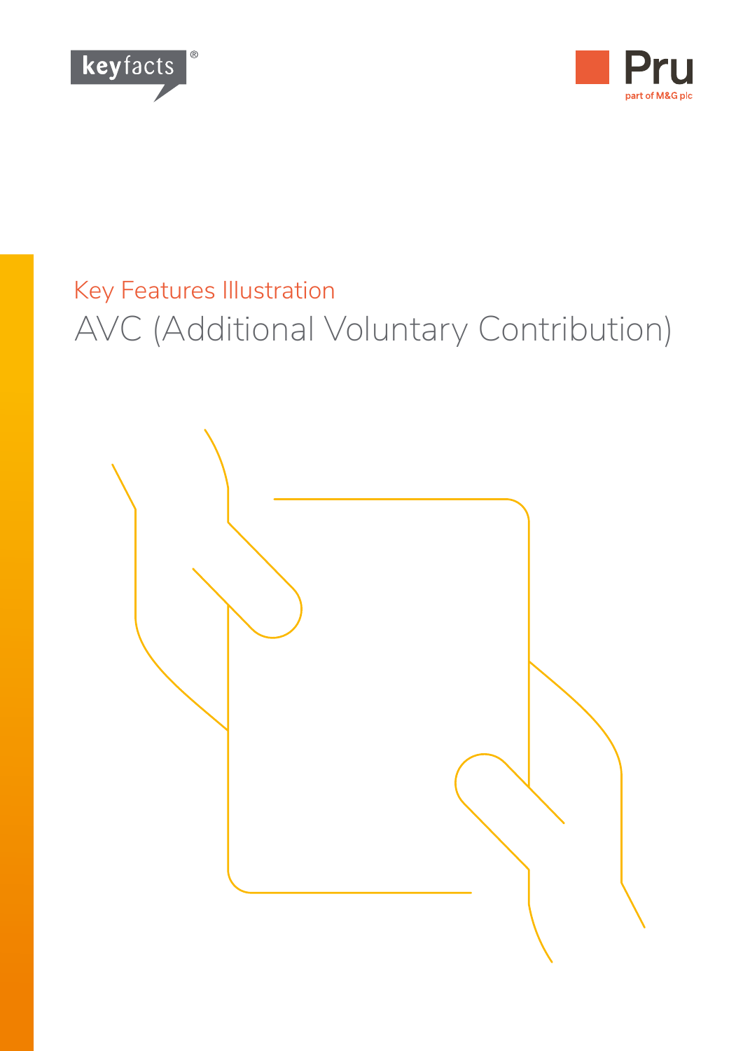keyfacts®

Pru
part of M&G plc

Key Features Illustration

# AVC (Additional Voluntary Contribution)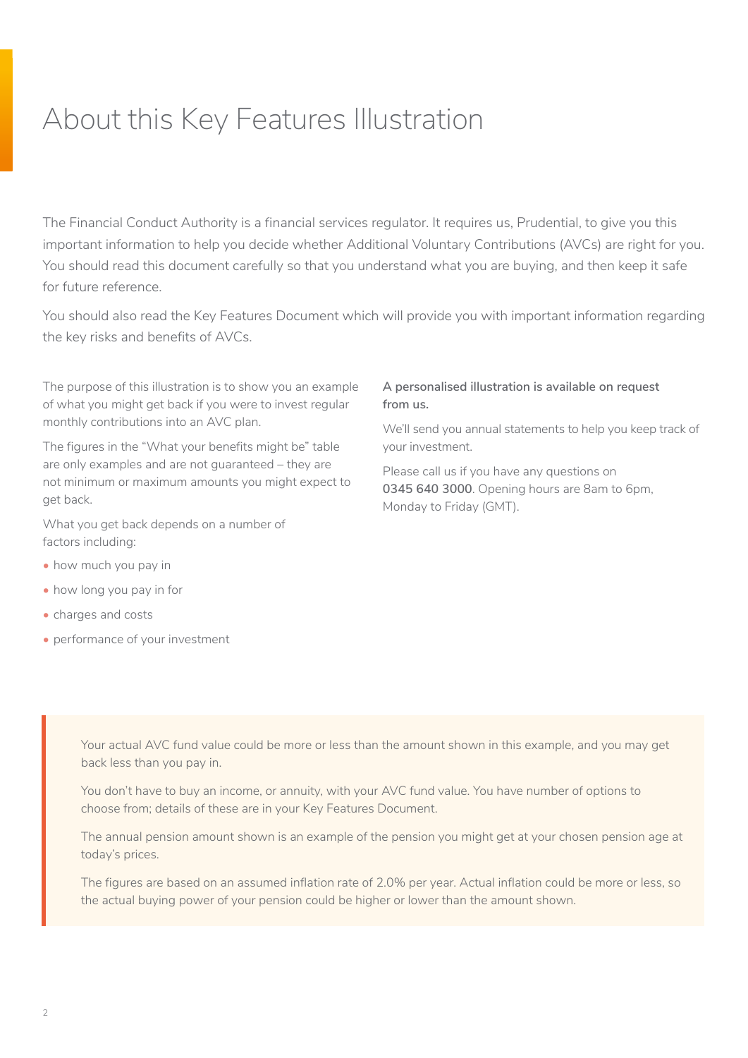# About this Key Features Illustration

The Financial Conduct Authority is a financial services regulator. It requires us, Prudential, to give you this important information to help you decide whether Additional Voluntary Contributions (AVCs) are right for you. You should read this document carefully so that you understand what you are buying, and then keep it safe for future reference.

You should also read the Key Features Document which will provide you with important information regarding the key risks and benefits of AVCs.

The purpose of this illustration is to show you an example of what you might get back if you were to invest regular monthly contributions into an AVC plan.

The figures in the "What your benefits might be" table are only examples and are not guaranteed – they are not minimum or maximum amounts you might expect to get back.

What you get back depends on a number of factors including:

- how much you pay in
- how long you pay in for
- charges and costs
- performance of your investment

**A personalised illustration is available on request from us.**

We'll send you annual statements to help you keep track of your investment.

Please call us if you have any questions on **0345 640 3000**. Opening hours are 8am to 6pm, Monday to Friday (GMT).

> Your actual AVC fund value could be more or less than the amount shown in this example, and you may get back less than you pay in.
>
> You don't have to buy an income, or annuity, with your AVC fund value. You have number of options to choose from; details of these are in your Key Features Document.
>
> The annual pension amount shown is an example of the pension you might get at your chosen pension age at today's prices.
>
> The figures are based on an assumed inflation rate of 2.0% per year. Actual inflation could be more or less, so the actual buying power of your pension could be higher or lower than the amount shown.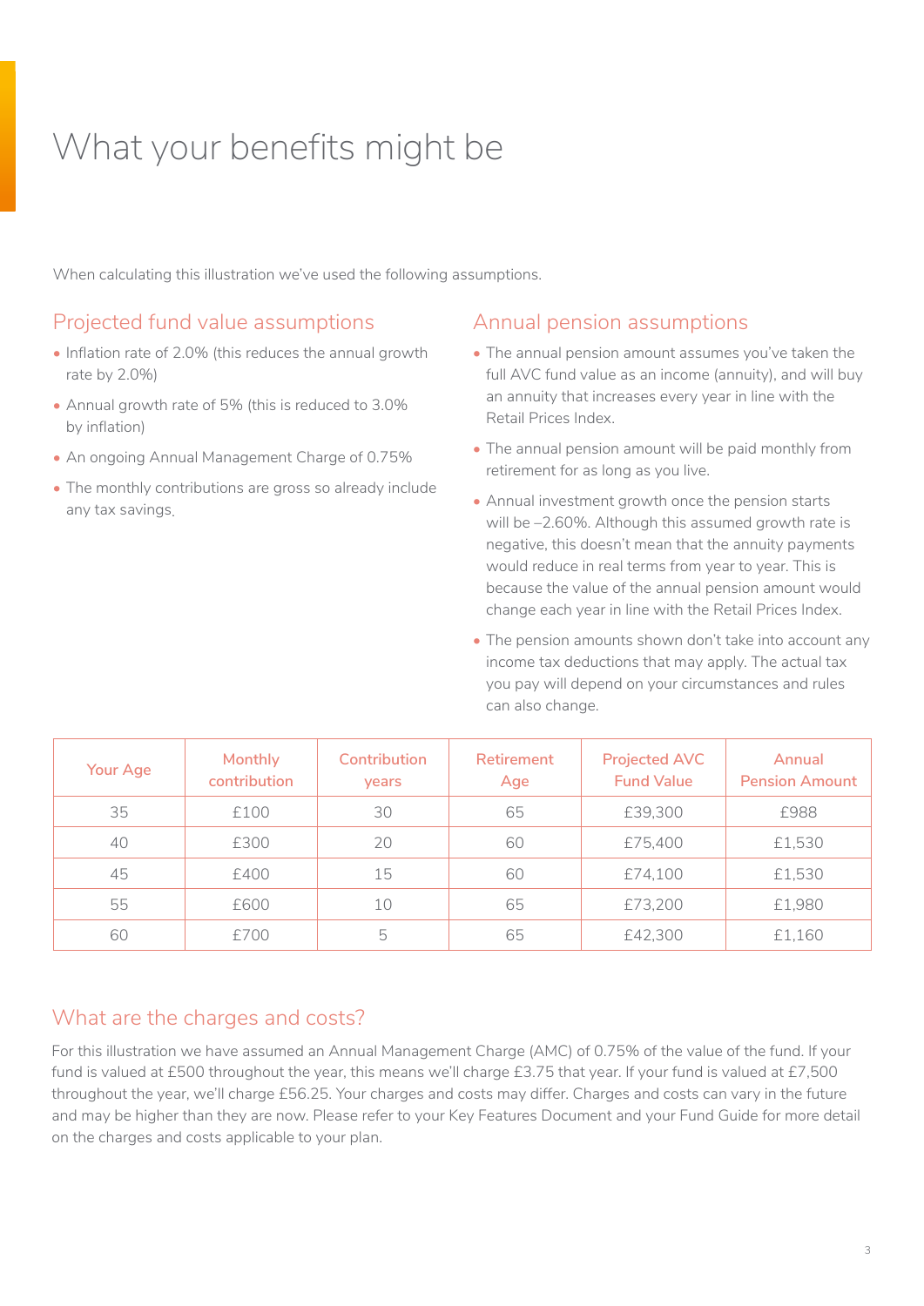# What your benefits might be

When calculating this illustration we've used the following assumptions.

## Projected fund value assumptions

- Inflation rate of 2.0% (this reduces the annual growth rate by 2.0%)
- Annual growth rate of 5% (this is reduced to 3.0% by inflation)
- An ongoing Annual Management Charge of 0.75%
- The monthly contributions are gross so already include any tax savings.

## Annual pension assumptions

- The annual pension amount assumes you've taken the full AVC fund value as an income (annuity), and will buy an annuity that increases every year in line with the Retail Prices Index.
- The annual pension amount will be paid monthly from retirement for as long as you live.
- Annual investment growth once the pension starts will be –2.60%. Although this assumed growth rate is negative, this doesn't mean that the annuity payments would reduce in real terms from year to year. This is because the value of the annual pension amount would change each year in line with the Retail Prices Index.
- The pension amounts shown don't take into account any income tax deductions that may apply. The actual tax you pay will depend on your circumstances and rules can also change.

| Your Age | Monthly contribution | Contribution years | Retirement Age | Projected AVC Fund Value | Annual Pension Amount |
|---|---|---|---|---|---|
| 35 | £100 | 30 | 65 | £39,300 | £988 |
| 40 | £300 | 20 | 60 | £75,400 | £1,530 |
| 45 | £400 | 15 | 60 | £74,100 | £1,530 |
| 55 | £600 | 10 | 65 | £73,200 | £1,980 |
| 60 | £700 | 5 | 65 | £42,300 | £1,160 |

## What are the charges and costs?

For this illustration we have assumed an Annual Management Charge (AMC) of 0.75% of the value of the fund. If your fund is valued at £500 throughout the year, this means we'll charge £3.75 that year. If your fund is valued at £7,500 throughout the year, we'll charge £56.25. Your charges and costs may differ. Charges and costs can vary in the future and may be higher than they are now. Please refer to your Key Features Document and your Fund Guide for more detail on the charges and costs applicable to your plan.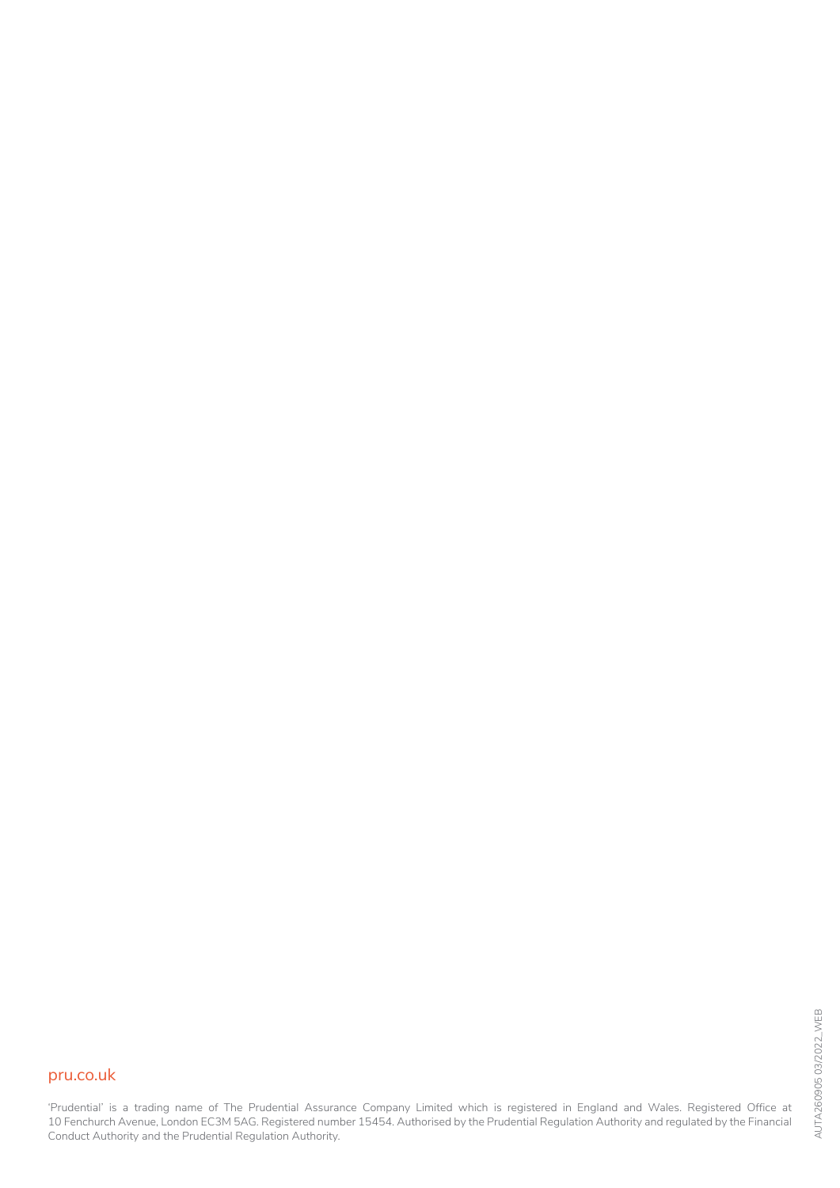pru.co.uk

'Prudential' is a trading name of The Prudential Assurance Company Limited which is registered in England and Wales. Registered Office at 10 Fenchurch Avenue, London EC3M 5AG. Registered number 15454. Authorised by the Prudential Regulation Authority and regulated by the Financial Conduct Authority and the Prudential Regulation Authority.

AUTA260905 03/2022_WEB